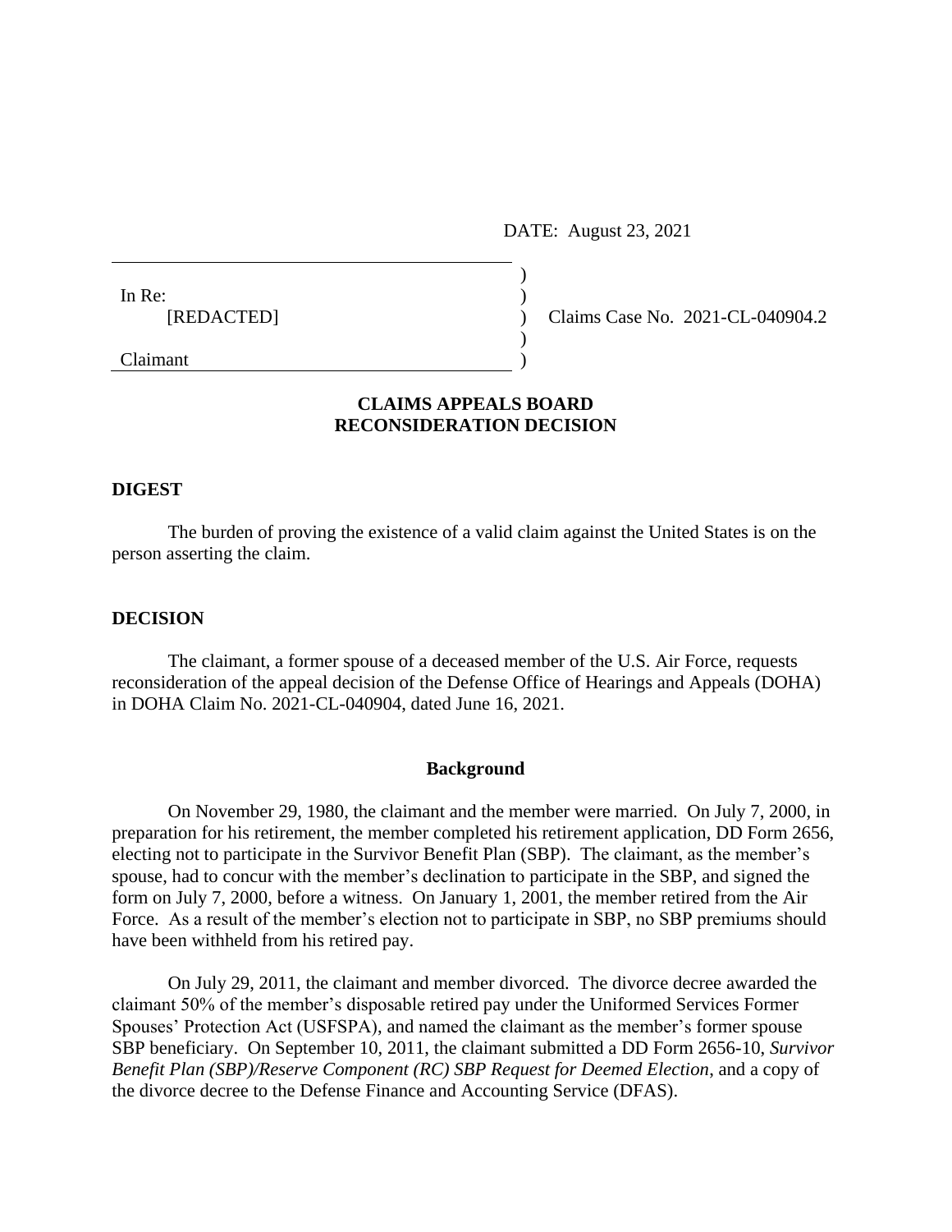DATE: August 23, 2021

In Re:
[REDACTED]

Claimant

Claims Case No. 2021-CL-040904.2

**CLAIMS APPEALS BOARD**
**RECONSIDERATION DECISION**

## DIGEST

The burden of proving the existence of a valid claim against the United States is on the person asserting the claim.

## DECISION

The claimant, a former spouse of a deceased member of the U.S. Air Force, requests reconsideration of the appeal decision of the Defense Office of Hearings and Appeals (DOHA) in DOHA Claim No. 2021-CL-040904, dated June 16, 2021.

### Background

On November 29, 1980, the claimant and the member were married. On July 7, 2000, in preparation for his retirement, the member completed his retirement application, DD Form 2656, electing not to participate in the Survivor Benefit Plan (SBP). The claimant, as the member's spouse, had to concur with the member's declination to participate in the SBP, and signed the form on July 7, 2000, before a witness. On January 1, 2001, the member retired from the Air Force. As a result of the member's election not to participate in SBP, no SBP premiums should have been withheld from his retired pay.

On July 29, 2011, the claimant and member divorced. The divorce decree awarded the claimant 50% of the member's disposable retired pay under the Uniformed Services Former Spouses' Protection Act (USFSPA), and named the claimant as the member's former spouse SBP beneficiary. On September 10, 2011, the claimant submitted a DD Form 2656-10, *Survivor Benefit Plan (SBP)/Reserve Component (RC) SBP Request for Deemed Election*, and a copy of the divorce decree to the Defense Finance and Accounting Service (DFAS).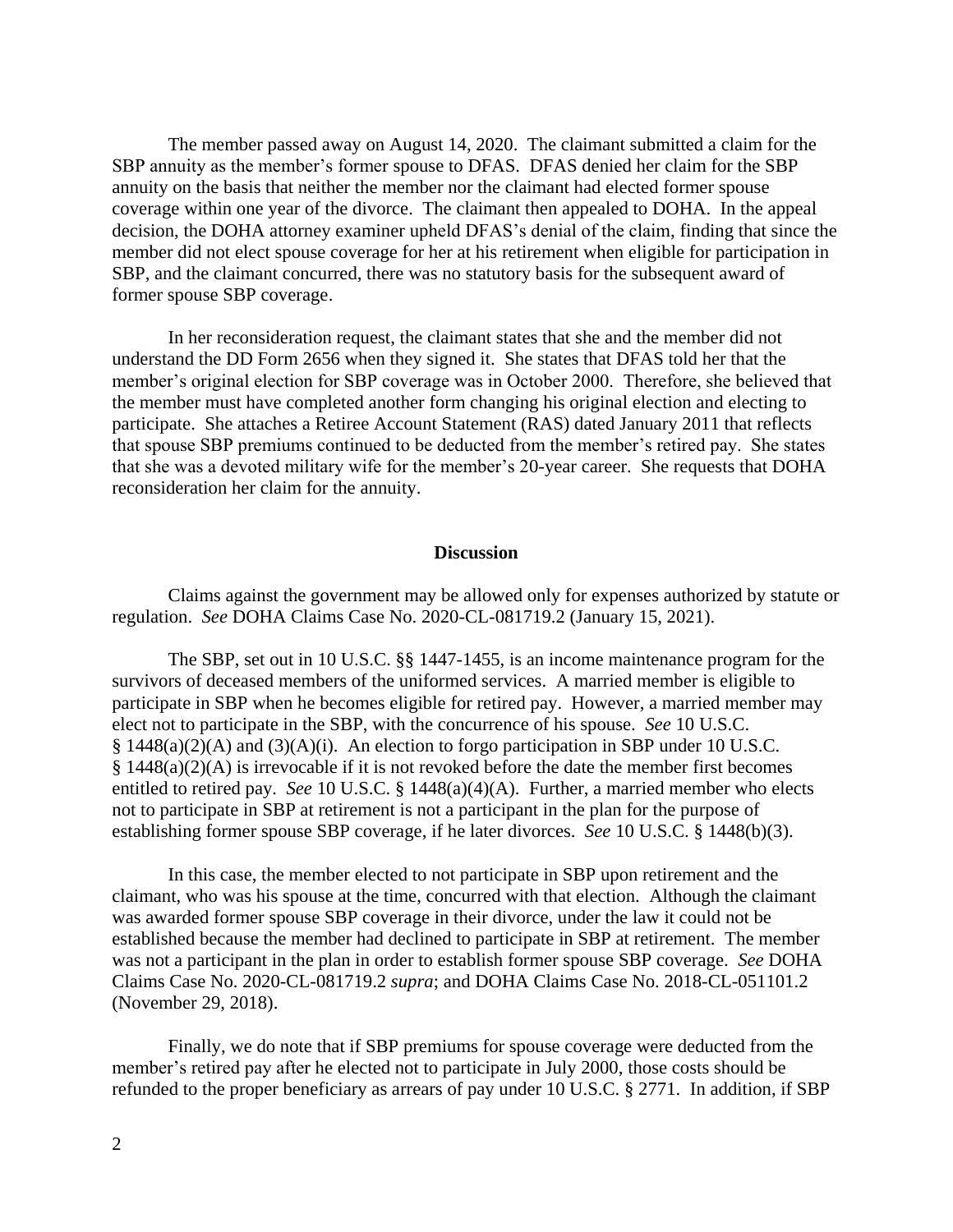The member passed away on August 14, 2020. The claimant submitted a claim for the SBP annuity as the member's former spouse to DFAS. DFAS denied her claim for the SBP annuity on the basis that neither the member nor the claimant had elected former spouse coverage within one year of the divorce. The claimant then appealed to DOHA. In the appeal decision, the DOHA attorney examiner upheld DFAS's denial of the claim, finding that since the member did not elect spouse coverage for her at his retirement when eligible for participation in SBP, and the claimant concurred, there was no statutory basis for the subsequent award of former spouse SBP coverage.

In her reconsideration request, the claimant states that she and the member did not understand the DD Form 2656 when they signed it. She states that DFAS told her that the member's original election for SBP coverage was in October 2000. Therefore, she believed that the member must have completed another form changing his original election and electing to participate. She attaches a Retiree Account Statement (RAS) dated January 2011 that reflects that spouse SBP premiums continued to be deducted from the member's retired pay. She states that she was a devoted military wife for the member's 20-year career. She requests that DOHA reconsideration her claim for the annuity.

## Discussion

Claims against the government may be allowed only for expenses authorized by statute or regulation. *See* DOHA Claims Case No. 2020-CL-081719.2 (January 15, 2021).

The SBP, set out in 10 U.S.C. §§ 1447-1455, is an income maintenance program for the survivors of deceased members of the uniformed services. A married member is eligible to participate in SBP when he becomes eligible for retired pay. However, a married member may elect not to participate in the SBP, with the concurrence of his spouse. *See* 10 U.S.C. § 1448(a)(2)(A) and (3)(A)(i). An election to forgo participation in SBP under 10 U.S.C. § 1448(a)(2)(A) is irrevocable if it is not revoked before the date the member first becomes entitled to retired pay. *See* 10 U.S.C. § 1448(a)(4)(A). Further, a married member who elects not to participate in SBP at retirement is not a participant in the plan for the purpose of establishing former spouse SBP coverage, if he later divorces. *See* 10 U.S.C. § 1448(b)(3).

In this case, the member elected to not participate in SBP upon retirement and the claimant, who was his spouse at the time, concurred with that election. Although the claimant was awarded former spouse SBP coverage in their divorce, under the law it could not be established because the member had declined to participate in SBP at retirement. The member was not a participant in the plan in order to establish former spouse SBP coverage. *See* DOHA Claims Case No. 2020-CL-081719.2 *supra*; and DOHA Claims Case No. 2018-CL-051101.2 (November 29, 2018).

Finally, we do note that if SBP premiums for spouse coverage were deducted from the member's retired pay after he elected not to participate in July 2000, those costs should be refunded to the proper beneficiary as arrears of pay under 10 U.S.C. § 2771. In addition, if SBP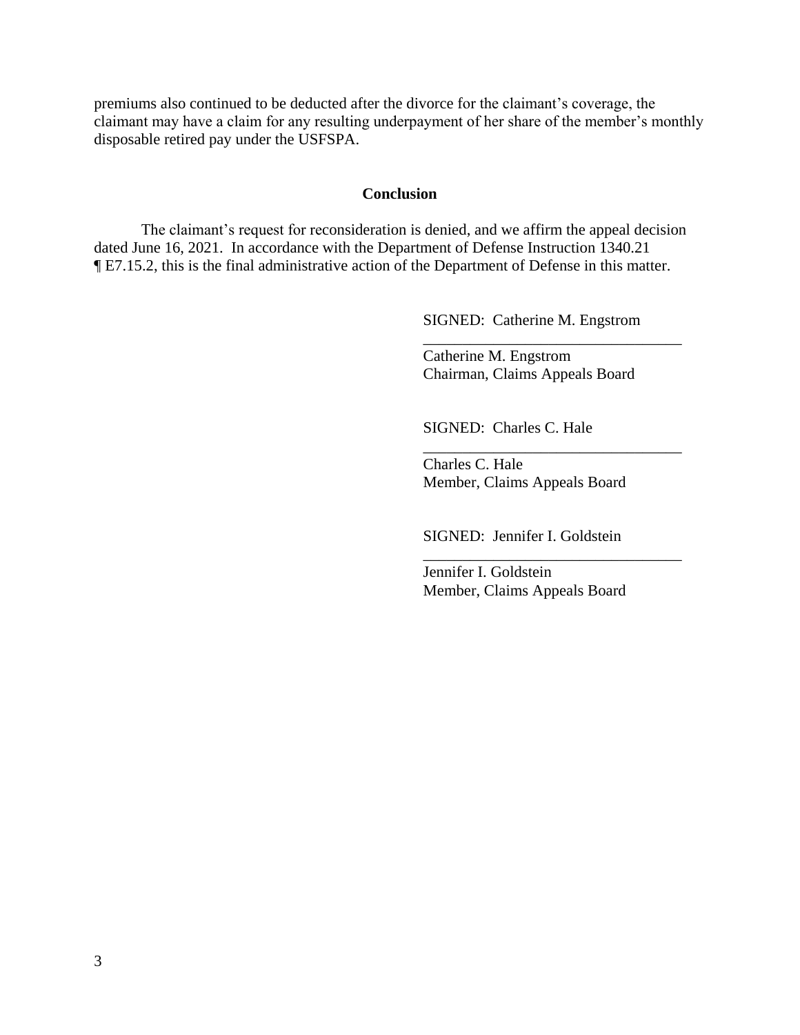premiums also continued to be deducted after the divorce for the claimant's coverage, the claimant may have a claim for any resulting underpayment of her share of the member's monthly disposable retired pay under the USFSPA.

## Conclusion

The claimant's request for reconsideration is denied, and we affirm the appeal decision dated June 16, 2021. In accordance with the Department of Defense Instruction 1340.21 ¶ E7.15.2, this is the final administrative action of the Department of Defense in this matter.

SIGNED: Catherine M. Engstrom

\_\_\_\_\_\_\_\_\_\_\_\_\_\_\_\_\_\_\_\_\_\_\_\_\_\_\_\_\_\_\_\_\_\_

Catherine M. Engstrom
Chairman, Claims Appeals Board

SIGNED: Charles C. Hale

\_\_\_\_\_\_\_\_\_\_\_\_\_\_\_\_\_\_\_\_\_\_\_\_\_\_\_\_\_\_\_\_\_\_

Charles C. Hale
Member, Claims Appeals Board

SIGNED: Jennifer I. Goldstein

\_\_\_\_\_\_\_\_\_\_\_\_\_\_\_\_\_\_\_\_\_\_\_\_\_\_\_\_\_\_\_\_\_\_

Jennifer I. Goldstein
Member, Claims Appeals Board